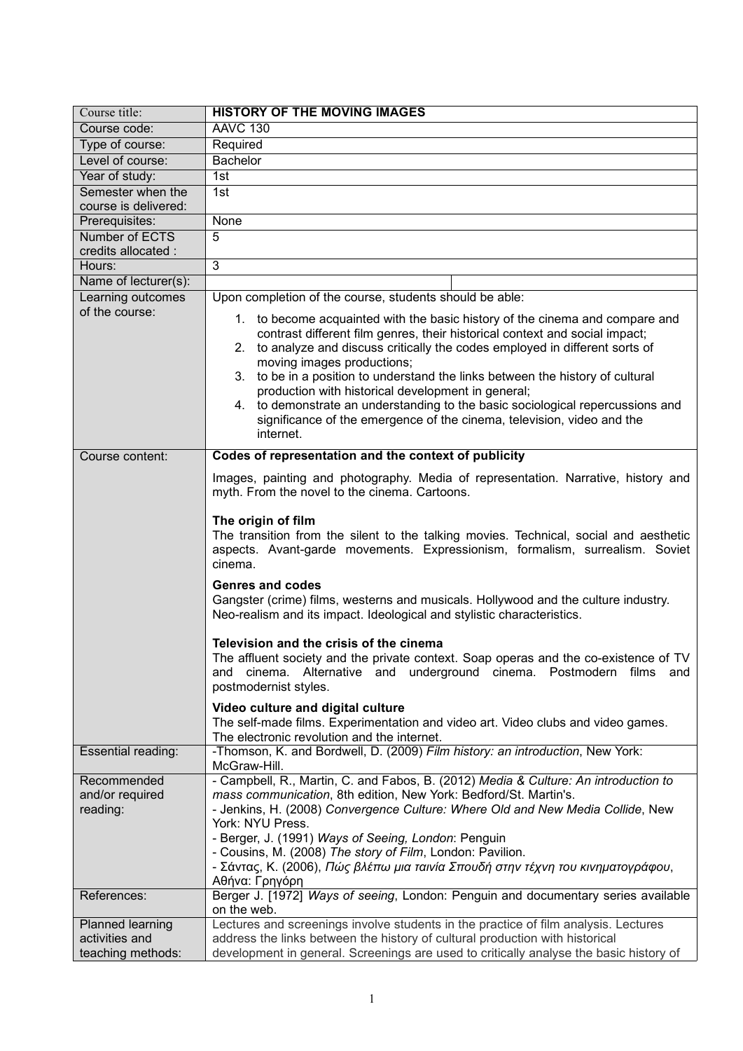| Course title: | **HISTORY OF THE MOVING IMAGES** |
|---|---|
| Course code: | AAVC 130 |
| Type of course: | Required |
| Level of course: | Bachelor |
| Year of study: | 1st |
| Semester when the course is delivered: | 1st |
| Prerequisites: | None |
| Number of ECTS credits allocated : | 5 |
| Hours: | 3 |
| Name of lecturer(s): | |
| Learning outcomes of the course: | Upon completion of the course, students should be able:<br>1. to become acquainted with the basic history of the cinema and compare and contrast different film genres, their historical context and social impact;<br>2. to analyze and discuss critically the codes employed in different sorts of moving images productions;<br>3. to be in a position to understand the links between the history of cultural production with historical development in general;<br>4. to demonstrate an understanding to the basic sociological repercussions and significance of the emergence of the cinema, television, video and the internet. |
| Course content: | **Codes of representation and the context of publicity**<br>Images, painting and photography. Media of representation. Narrative, history and myth. From the novel to the cinema. Cartoons.<br>**The origin of film**<br>The transition from the silent to the talking movies. Technical, social and aesthetic aspects. Avant-garde movements. Expressionism, formalism, surrealism. Soviet cinema.<br>**Genres and codes**<br>Gangster (crime) films, westerns and musicals. Hollywood and the culture industry. Neo-realism and its impact. Ideological and stylistic characteristics.<br>**Television and the crisis of the cinema**<br>The affluent society and the private context. Soap operas and the co-existence of TV and cinema. Alternative and underground cinema. Postmodern films and postmodernist styles.<br>**Video culture and digital culture**<br>The self-made films. Experimentation and video art. Video clubs and video games. The electronic revolution and the internet. |
| Essential reading: | -Thomson, K. and Bordwell, D. (2009) *Film history: an introduction*, New York: McGraw-Hill. |
| Recommended and/or required reading: | - Campbell, R., Martin, C. and Fabos, B. (2012) *Media & Culture: An introduction to mass communication*, 8th edition, New York: Bedford/St. Martin's.<br>- Jenkins, H. (2008) *Convergence Culture: Where Old and New Media Collide*, New York: NYU Press.<br>- Berger, J. (1991) *Ways of Seeing, London*: Penguin<br>- Cousins, M. (2008) *The story of Film*, London: Pavilion.<br>- Σάντας, Κ. (2006), *Πώς βλέπω μια ταινία Σπουδή στην τέχνη του κινηματογράφου*, Αθήνα: Γρηγόρη |
| References: | Berger J. [1972] *Ways of seeing*, London: Penguin and documentary series available on the web. |
| Planned learning activities and teaching methods: | Lectures and screenings involve students in the practice of film analysis. Lectures address the links between the history of cultural production with historical development in general. Screenings are used to critically analyse the basic history of |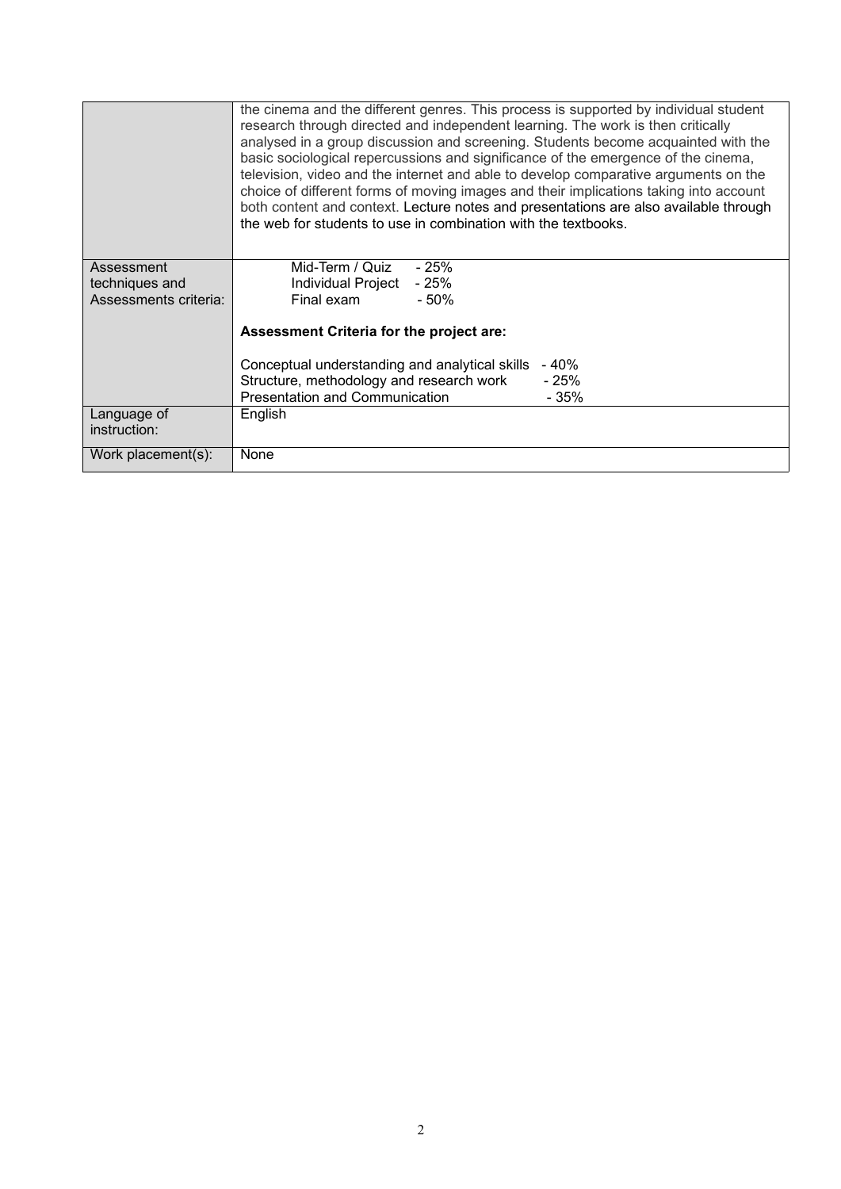| | |
|---|---|
| | the cinema and the different genres. This process is supported by individual student research through directed and independent learning. The work is then critically analysed in a group discussion and screening. Students become acquainted with the basic sociological repercussions and significance of the emergence of the cinema, television, video and the internet and able to develop comparative arguments on the choice of different forms of moving images and their implications taking into account both content and context. Lecture notes and presentations are also available through the web for students to use in combination with the textbooks. |
| Assessment techniques and Assessments criteria: | Mid-Term / Quiz - 25%<br>Individual Project - 25%<br>Final exam - 50%<br><br>**Assessment Criteria for the project are:**<br><br>Conceptual understanding and analytical skills - 40%<br>Structure, methodology and research work - 25%<br>Presentation and Communication - 35% |
| Language of instruction: | English |
| Work placement(s): | None |